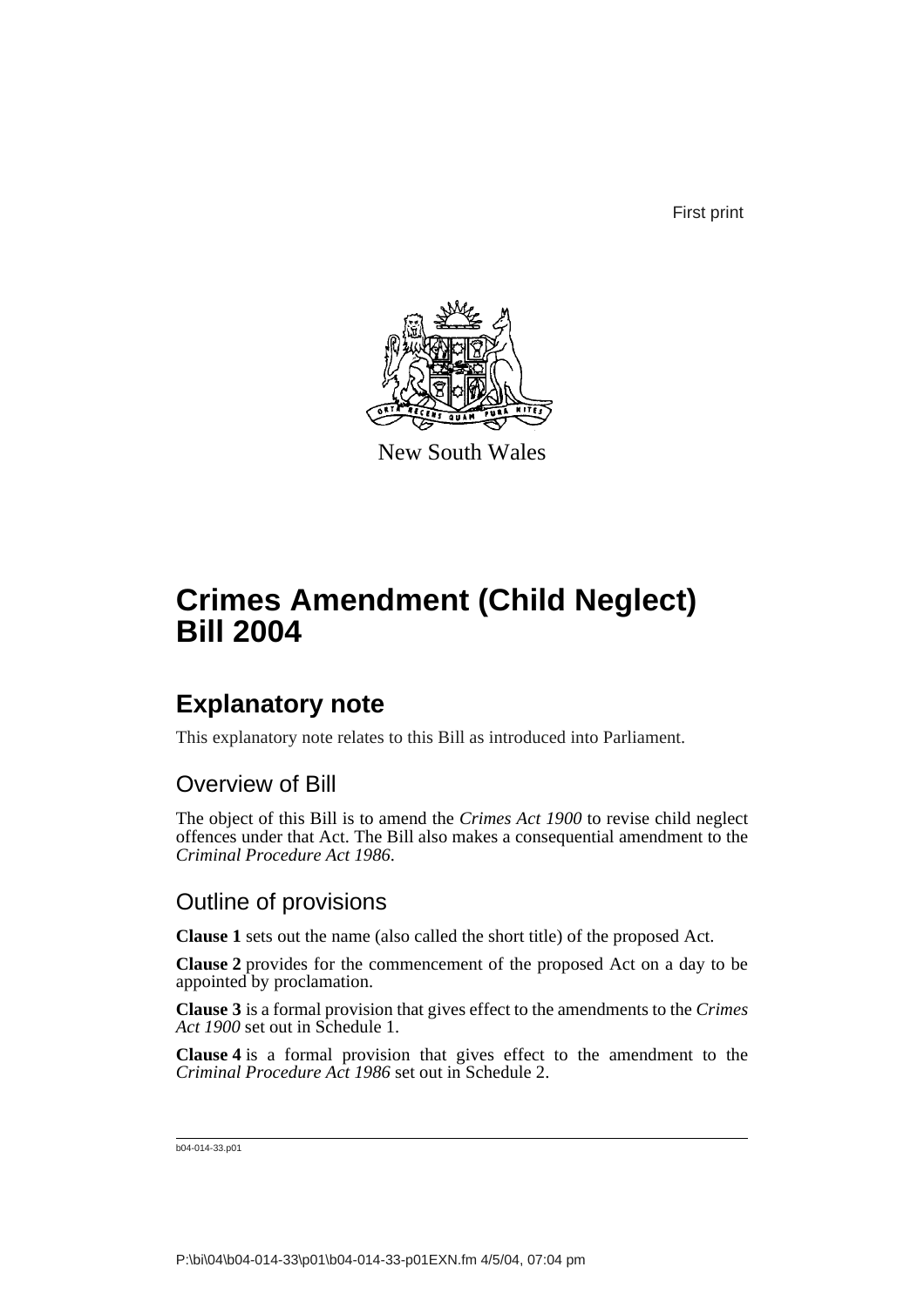First print

New South Wales

# Crimes Amendment (Child Neglect) Bill 2004

## Explanatory note

This explanatory note relates to this Bill as introduced into Parliament.

### Overview of Bill

The object of this Bill is to amend the *Crimes Act 1900* to revise child neglect offences under that Act. The Bill also makes a consequential amendment to the *Criminal Procedure Act 1986*.

### Outline of provisions

**Clause 1** sets out the name (also called the short title) of the proposed Act.

**Clause 2** provides for the commencement of the proposed Act on a day to be appointed by proclamation.

**Clause 3** is a formal provision that gives effect to the amendments to the *Crimes Act 1900* set out in Schedule 1.

**Clause 4** is a formal provision that gives effect to the amendment to the *Criminal Procedure Act 1986* set out in Schedule 2.

b04-014-33.p01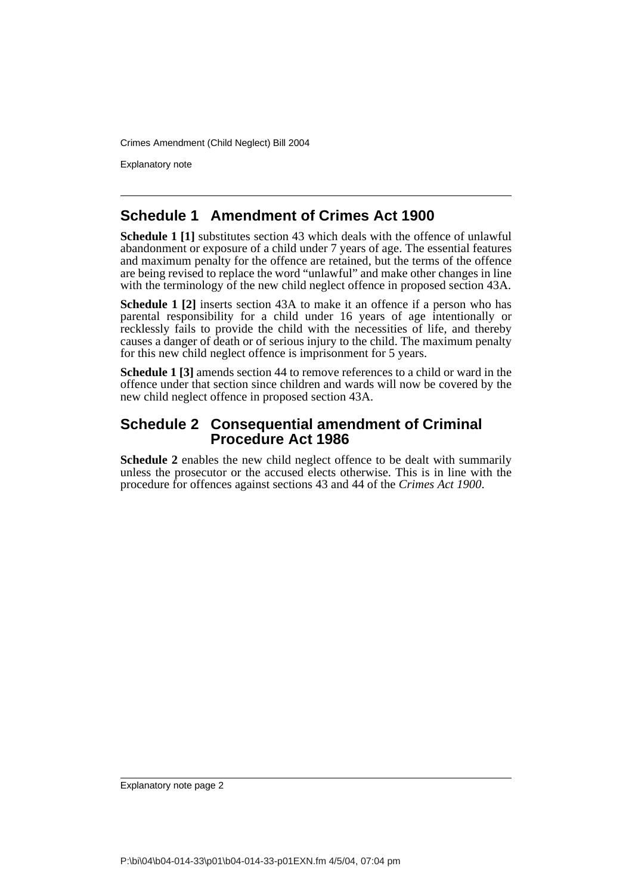## Schedule 1 Amendment of Crimes Act 1900

**Schedule 1 [1]** substitutes section 43 which deals with the offence of unlawful abandonment or exposure of a child under 7 years of age. The essential features and maximum penalty for the offence are retained, but the terms of the offence are being revised to replace the word "unlawful" and make other changes in line with the terminology of the new child neglect offence in proposed section 43A.

**Schedule 1 [2]** inserts section 43A to make it an offence if a person who has parental responsibility for a child under 16 years of age intentionally or recklessly fails to provide the child with the necessities of life, and thereby causes a danger of death or of serious injury to the child. The maximum penalty for this new child neglect offence is imprisonment for 5 years.

**Schedule 1 [3]** amends section 44 to remove references to a child or ward in the offence under that section since children and wards will now be covered by the new child neglect offence in proposed section 43A.

## Schedule 2 Consequential amendment of Criminal Procedure Act 1986

**Schedule 2** enables the new child neglect offence to be dealt with summarily unless the prosecutor or the accused elects otherwise. This is in line with the procedure for offences against sections 43 and 44 of the *Crimes Act 1900*.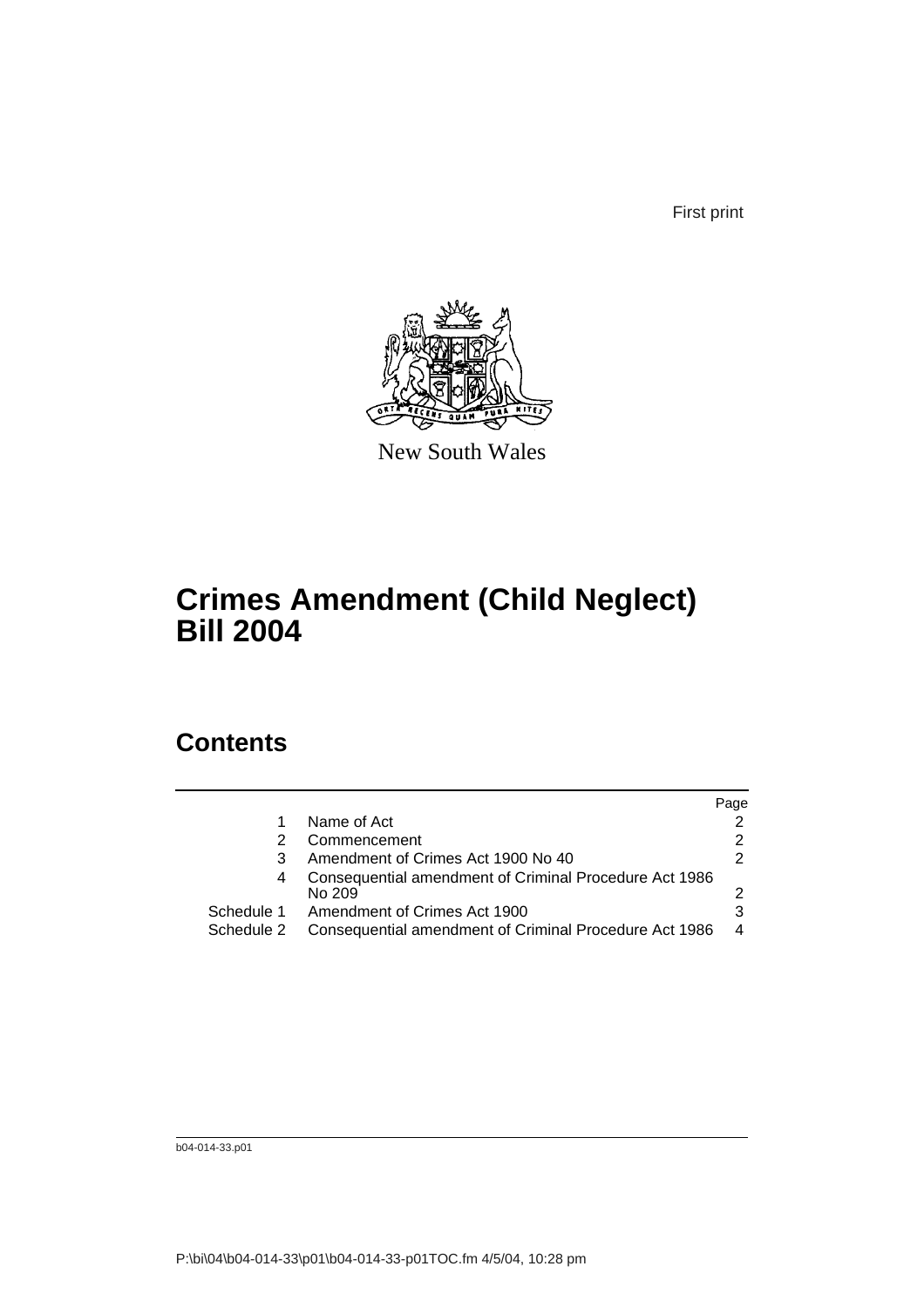First print

New South Wales

# Crimes Amendment (Child Neglect) Bill 2004

## Contents

| | | Page |
|---|---|---|
| 1 | Name of Act | 2 |
| 2 | Commencement | 2 |
| 3 | Amendment of Crimes Act 1900 No 40 | 2 |
| 4 | Consequential amendment of Criminal Procedure Act 1986 No 209 | 2 |
| Schedule 1 | Amendment of Crimes Act 1900 | 3 |
| Schedule 2 | Consequential amendment of Criminal Procedure Act 1986 | 4 |

b04-014-33.p01

P:\bi\04\b04-014-33\p01\b04-014-33-p01TOC.fm 4/5/04, 10:28 pm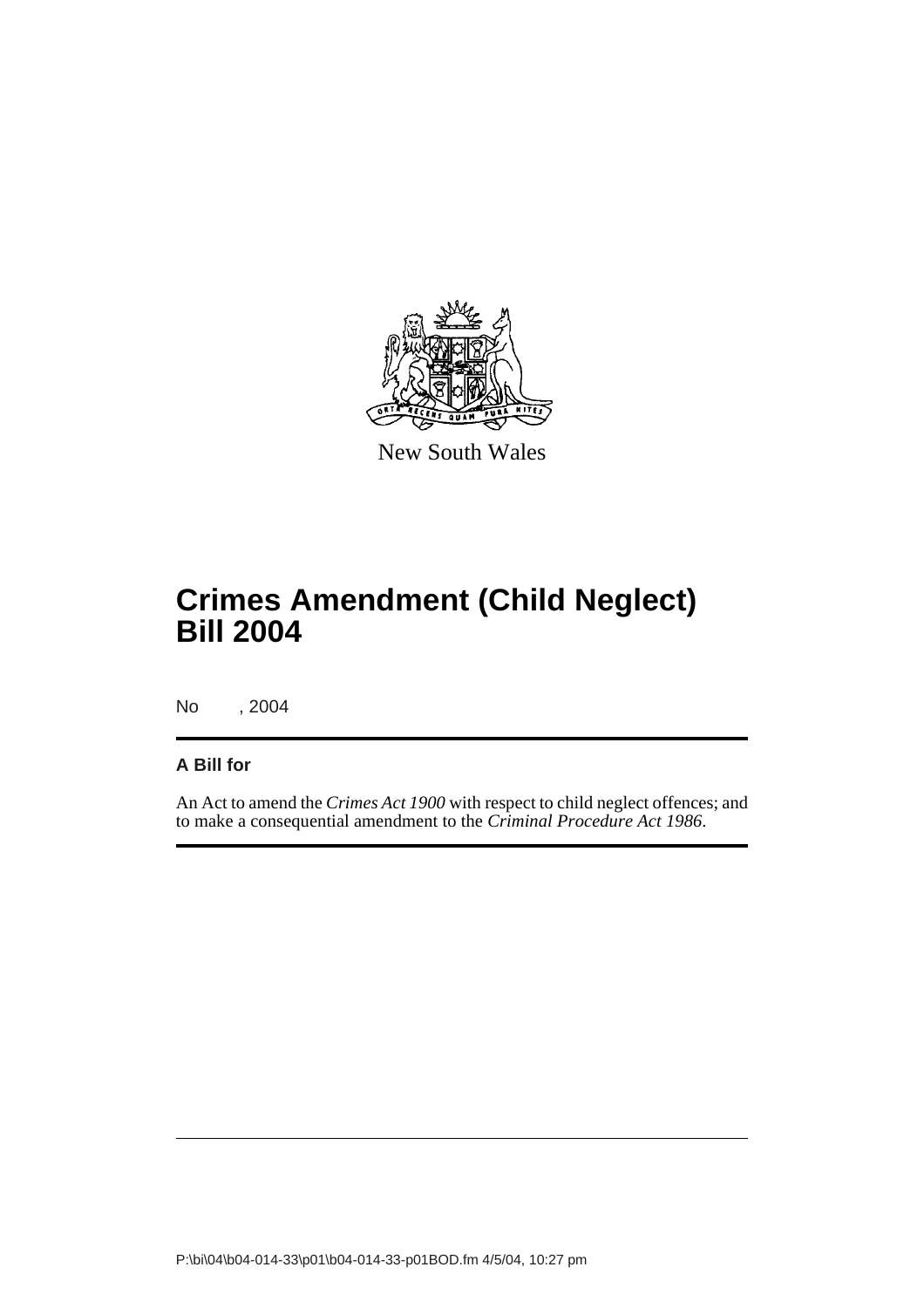New South Wales

# Crimes Amendment (Child Neglect) Bill 2004

No , 2004

## A Bill for

An Act to amend the *Crimes Act 1900* with respect to child neglect offences; and to make a consequential amendment to the *Criminal Procedure Act 1986*.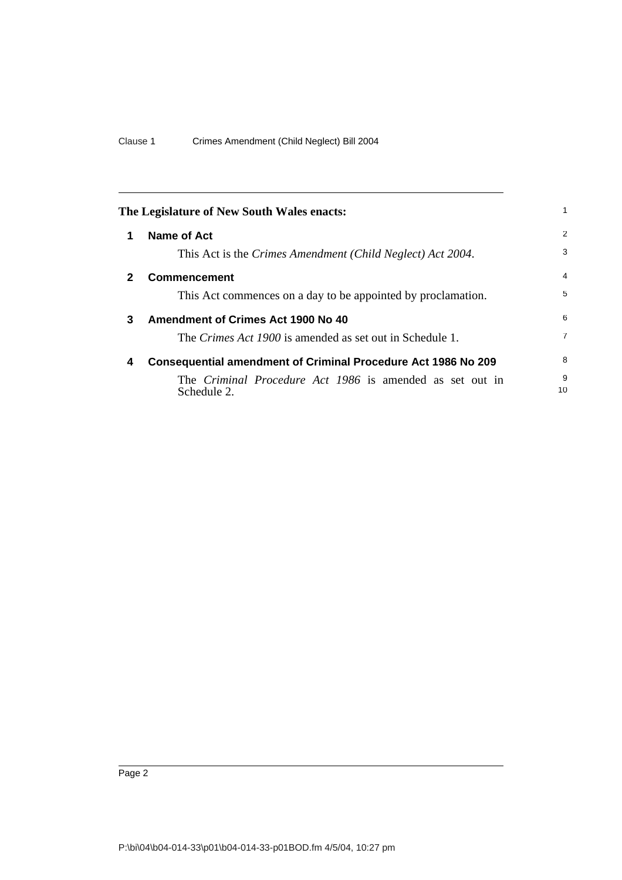**The Legislature of New South Wales enacts:**

## 1 Name of Act

This Act is the *Crimes Amendment (Child Neglect) Act 2004*.

## 2 Commencement

This Act commences on a day to be appointed by proclamation.

## 3 Amendment of Crimes Act 1900 No 40

The *Crimes Act 1900* is amended as set out in Schedule 1.

## 4 Consequential amendment of Criminal Procedure Act 1986 No 209

The *Criminal Procedure Act 1986* is amended as set out in Schedule 2.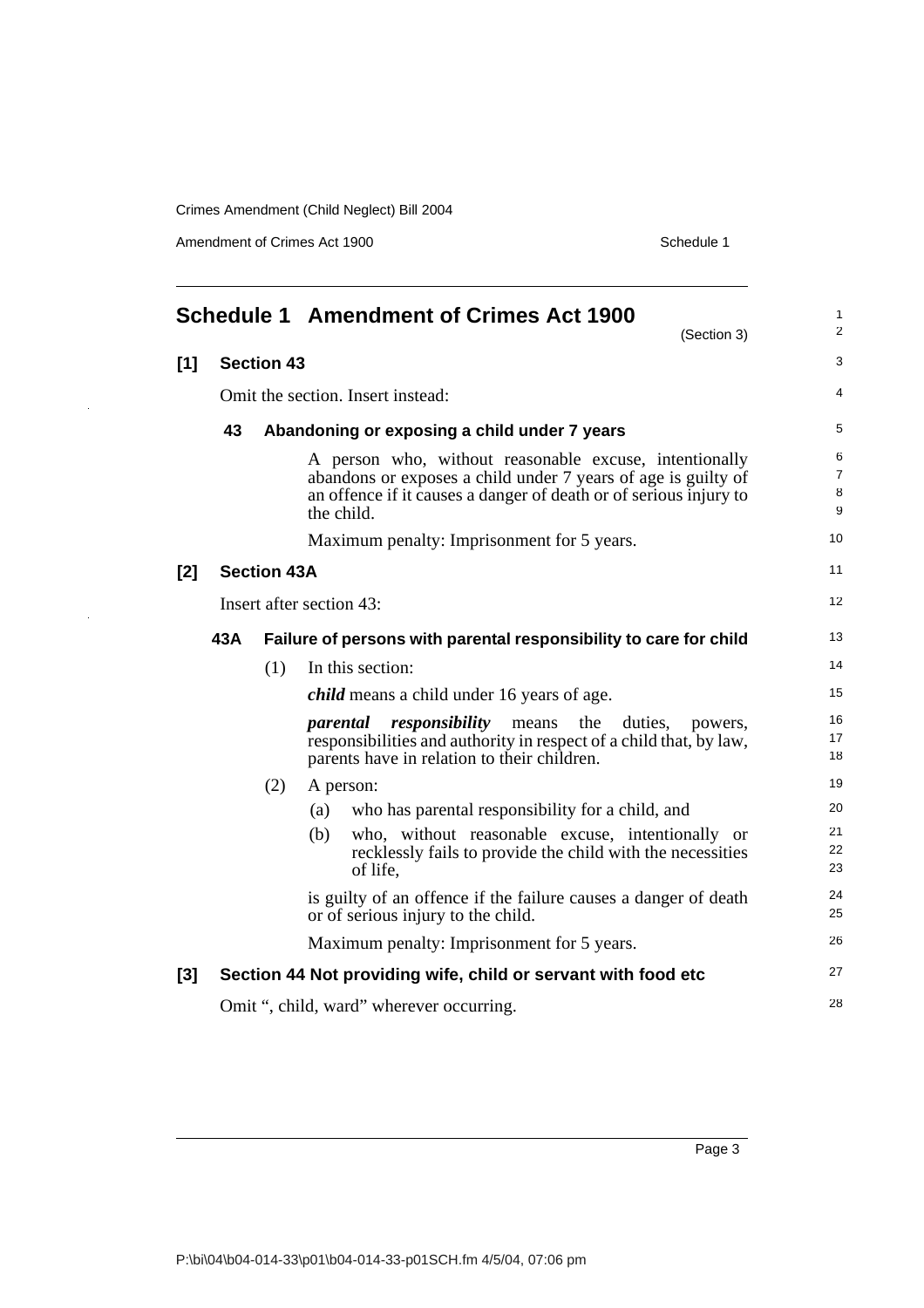# Schedule 1 Amendment of Crimes Act 1900

(Section 3)

## [1] Section 43

Omit the section. Insert instead:

### 43 Abandoning or exposing a child under 7 years

A person who, without reasonable excuse, intentionally abandons or exposes a child under 7 years of age is guilty of an offence if it causes a danger of death or of serious injury to the child.

Maximum penalty: Imprisonment for 5 years.

## [2] Section 43A

Insert after section 43:

### 43A Failure of persons with parental responsibility to care for child

(1) In this section:

***child*** means a child under 16 years of age.

***parental responsibility*** means the duties, powers, responsibilities and authority in respect of a child that, by law, parents have in relation to their children.

(2) A person:

(a) who has parental responsibility for a child, and

(b) who, without reasonable excuse, intentionally or recklessly fails to provide the child with the necessities of life,

is guilty of an offence if the failure causes a danger of death or of serious injury to the child.

Maximum penalty: Imprisonment for 5 years.

## [3] Section 44 Not providing wife, child or servant with food etc

Omit ", child, ward" wherever occurring.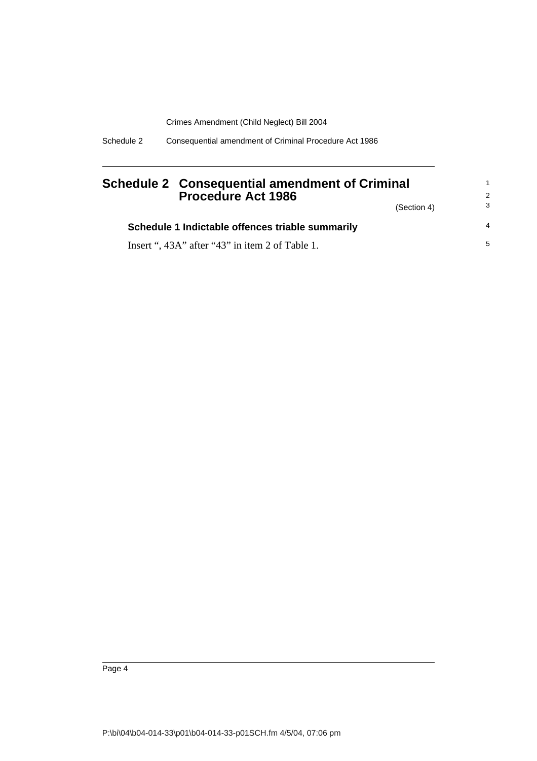# Schedule 2 Consequential amendment of Criminal Procedure Act 1986

(Section 4)

### Schedule 1 Indictable offences triable summarily

Insert ", 43A" after "43" in item 2 of Table 1.